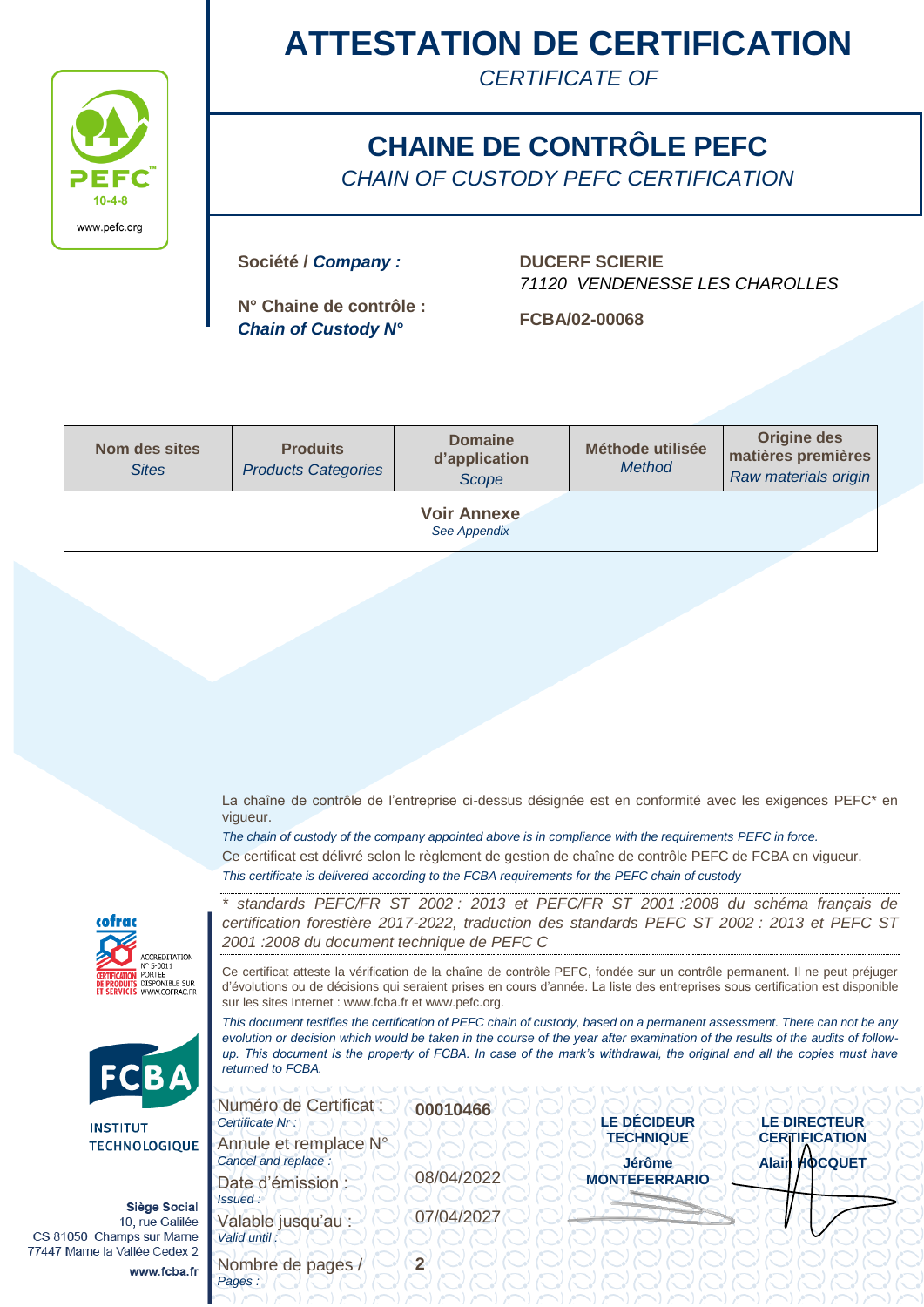PEFC
10-4-8
www.pefc.org

# ATTESTATION DE CERTIFICATION

*CERTIFICATE OF*

## CHAINE DE CONTRÔLE PEFC

*CHAIN OF CUSTODY PEFC CERTIFICATION*

**Société /** ***Company :*** **DUCERF SCIERIE**
*71120 VENDENESSE LES CHAROLLES*

**N° Chaine de contrôle :** ***Chain of Custody N°*** **FCBA/02-00068**

| Nom des sites *Sites* | Produits *Products Categories* | Domaine d'application *Scope* | Méthode utilisée *Method* | Origine des matières premières *Raw materials origin* |
|---|---|---|---|---|
| **Voir Annexe** *See Appendix* | | | | |

La chaîne de contrôle de l'entreprise ci-dessus désignée est en conformité avec les exigences PEFC* en vigueur.

*The chain of custody of the company appointed above is in compliance with the requirements PEFC in force.*

Ce certificat est délivré selon le règlement de gestion de chaîne de contrôle PEFC de FCBA en vigueur.

*This certificate is delivered according to the FCBA requirements for the PEFC chain of custody*

*\* standards PEFC/FR ST 2002 : 2013 et PEFC/FR ST 2001 :2008 du schéma français de certification forestière 2017-2022, traduction des standards PEFC ST 2002 : 2013 et PEFC ST 2001 :2008 du document technique de PEFC C*

Ce certificat atteste la vérification de la chaîne de contrôle PEFC, fondée sur un contrôle permanent. Il ne peut préjuger d'évolutions ou de décisions qui seraient prises en cours d'année. La liste des entreprises sous certification est disponible sur les sites Internet : www.fcba.fr et www.pefc.org.

*This document testifies the certification of PEFC chain of custody, based on a permanent assessment. There can not be any evolution or decision which would be taken in the course of the year after examination of the results of the audits of follow-up. This document is the property of FCBA. In case of the mark's withdrawal, the original and all the copies must have returned to FCBA.*

cofrac — ACCREDITATION N° 5-0011 — CERTIFICATION DE PRODUITS ET SERVICES — PORTEE DISPONIBLE SUR WWW.COFRAC.FR

FCBA — INSTITUT TECHNOLOGIQUE

**Siège Social**
10, rue Galilée
CS 81050 Champs sur Marne
77447 Marne la Vallée Cedex 2
**www.fcba.fr**

| | |
|---|---|
| Numéro de Certificat : *Certificate Nr :* | **00010466** |
| Annule et remplace N° *Cancel and replace :* | |
| Date d'émission : *Issued :* | 08/04/2022 |
| Valable jusqu'au : *Valid until :* | 07/04/2027 |
| Nombre de pages / *Pages :* | **2** |

**LE DÉCIDEUR TECHNIQUE**
**Jérôme MONTEFERRARIO**

**LE DIRECTEUR CERTIFICATION**
**Alain HOCQUET**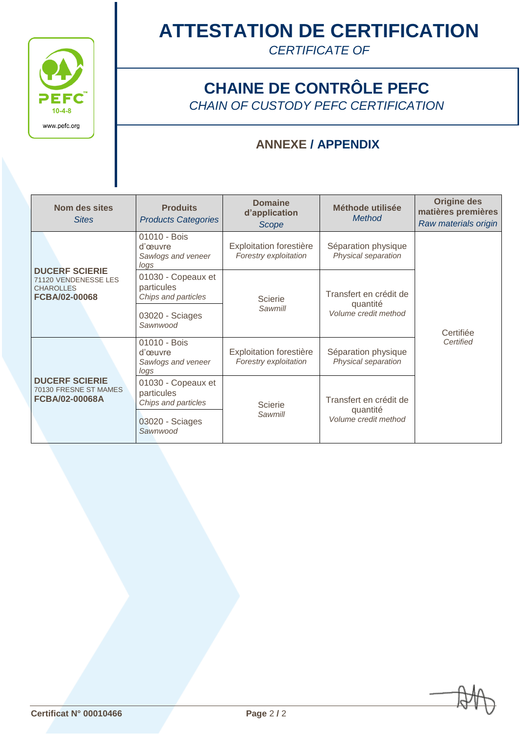# ATTESTATION DE CERTIFICATION

*CERTIFICATE OF*

## CHAINE DE CONTRÔLE PEFC

*CHAIN OF CUSTODY PEFC CERTIFICATION*

### ANNEXE / APPENDIX

| Nom des sites *Sites* | Produits *Products Categories* | Domaine d'application *Scope* | Méthode utilisée *Method* | Origine des matières premières *Raw materials origin* |
|---|---|---|---|---|
| **DUCERF SCIERIE** 71120 VENDENESSE LES CHAROLLES **FCBA/02-00068** | 01010 - Bois d'œuvre *Sawlogs and veneer logs* | Exploitation forestière *Forestry exploitation* | Séparation physique *Physical separation* | Certifiée *Certified* |
| | 01030 - Copeaux et particules *Chips and particles* | Scierie *Sawmill* | Transfert en crédit de quantité *Volume credit method* | |
| | 03020 - Sciages *Sawnwood* | | | |
| **DUCERF SCIERIE** 70130 FRESNE ST MAMES **FCBA/02-00068A** | 01010 - Bois d'œuvre *Sawlogs and veneer logs* | Exploitation forestière *Forestry exploitation* | Séparation physique *Physical separation* | |
| | 01030 - Copeaux et particules *Chips and particles* | Scierie *Sawmill* | Transfert en crédit de quantité *Volume credit method* | |
| | 03020 - Sciages *Sawnwood* | | | |

**Certificat N° 00010466**